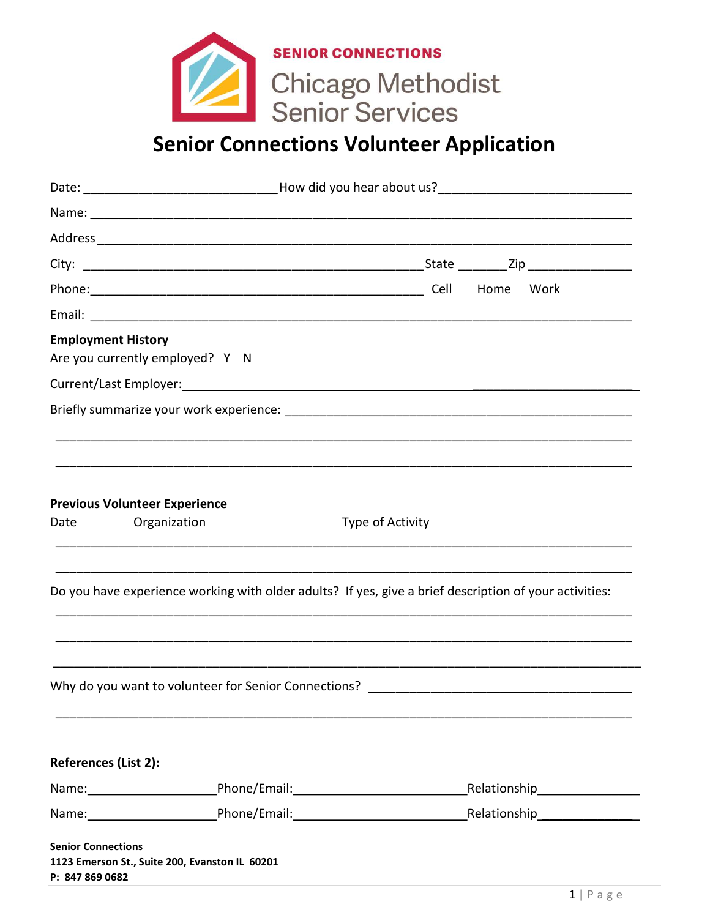SENIOR CONNECTIONS

Chicago Methodist Senior Services

# Senior Connections Volunteer Application

Date: ____________________________ How did you hear about us? ____________________________

Name: ____________________________________________________________________________

Address ___________________________________________________________________________

City: ________________________________________________ State _______ Zip _______________

Phone: ______________________________________________ Cell Home Work

Email: ____________________________________________________________________________

**Employment History**

Are you currently employed? Y N

Current/Last Employer: ____________________________________________________________

Briefly summarize your work experience: ____________________________________________

___________________________________________________________________________________

___________________________________________________________________________________

**Previous Volunteer Experience**

Date Organization Type of Activity

___________________________________________________________________________________

___________________________________________________________________________________

Do you have experience working with older adults? If yes, give a brief description of your activities:

___________________________________________________________________________________

___________________________________________________________________________________

___________________________________________________________________________________

Why do you want to volunteer for Senior Connections? ______________________________________

___________________________________________________________________________________

**References (List 2):**

Name: __________________ Phone/Email: ________________________ Relationship ______________

Name: __________________ Phone/Email: ________________________ Relationship ______________

**Senior Connections**
**1123 Emerson St., Suite 200, Evanston IL 60201**
**P: 847 869 0682**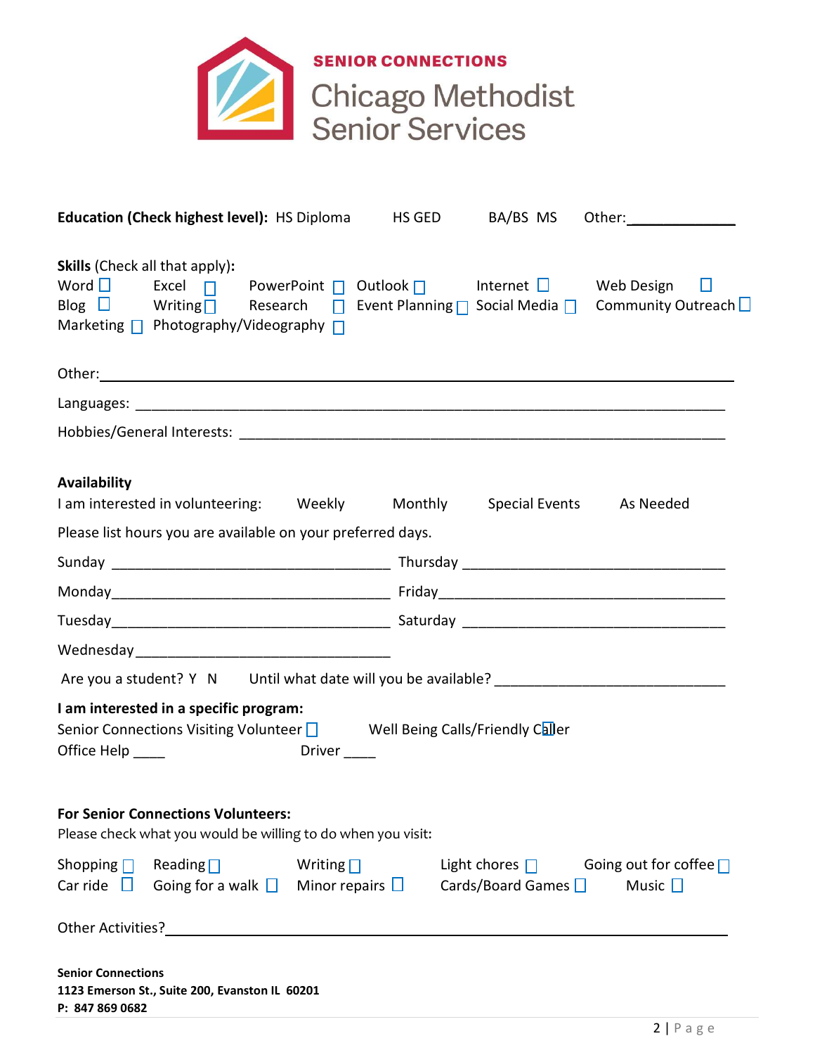**SENIOR CONNECTIONS**

# Chicago Methodist Senior Services

**Education (Check highest level):** HS Diploma HS GED BA/BS MS Other:______________

**Skills** (Check all that apply):

Word ☐ Excel ☐ PowerPoint ☐ Outlook ☐ Internet ☐ Web Design ☐
Blog ☐ Writing ☐ Research ☐ Event Planning ☐ Social Media ☐ Community Outreach ☐
Marketing ☐ Photography/Videography ☐

Other:________________________________________________________________

Languages: ____________________________________________________________

Hobbies/General Interests: _____________________________________________

**Availability**

I am interested in volunteering: Weekly Monthly Special Events As Needed

Please list hours you are available on your preferred days.

Sunday ______________________________ Thursday ______________________________

Monday______________________________ Friday______________________________

Tuesday______________________________ Saturday ______________________________

Wednesday______________________________

Are you a student? Y N Until what date will you be available? ___________________________

**I am interested in a specific program:**

Senior Connections Visiting Volunteer ☐ Well Being Calls/Friendly Caller ☐

Office Help ____ Driver ____

**For Senior Connections Volunteers:**

Please check what you would be willing to do when you visit:

Shopping ☐ Reading ☐ Writing ☐ Light chores ☐ Going out for coffee ☐
Car ride ☐ Going for a walk ☐ Minor repairs ☐ Cards/Board Games ☐ Music ☐

Other Activities?______________________________________________________

**Senior Connections**
**1123 Emerson St., Suite 200, Evanston IL 60201**
**P: 847 869 0682**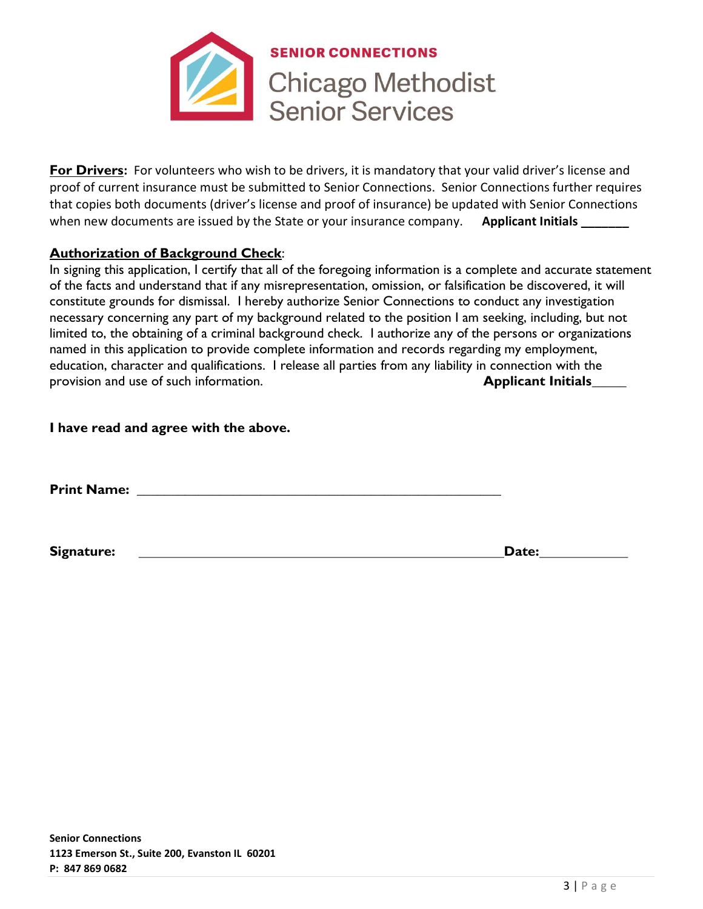**SENIOR CONNECTIONS**

**Chicago Methodist Senior Services**

**For Drivers**: For volunteers who wish to be drivers, it is mandatory that your valid driver's license and proof of current insurance must be submitted to Senior Connections. Senior Connections further requires that copies both documents (driver's license and proof of insurance) be updated with Senior Connections when new documents are issued by the State or your insurance company. **Applicant Initials _______**

**Authorization of Background Check**:
In signing this application, I certify that all of the foregoing information is a complete and accurate statement of the facts and understand that if any misrepresentation, omission, or falsification be discovered, it will constitute grounds for dismissal. I hereby authorize Senior Connections to conduct any investigation necessary concerning any part of my background related to the position I am seeking, including, but not limited to, the obtaining of a criminal background check. I authorize any of the persons or organizations named in this application to provide complete information and records regarding my employment, education, character and qualifications. I release all parties from any liability in connection with the provision and use of such information. **Applicant Initials_____**

**I have read and agree with the above.**

**Print Name:** _______________________________________________

**Signature:** _______________________________________________ **Date:**____________

**Senior Connections**
**1123 Emerson St., Suite 200, Evanston IL 60201**
**P: 847 869 0682**